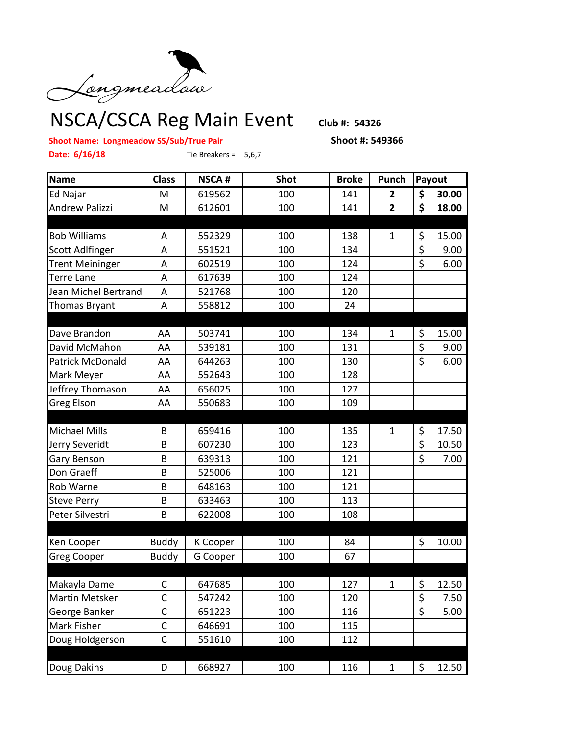Longmeadow

# NSCA/CSCA Reg Main Event

**Club #: 54326**

**Shoot Name: Longmeadow SS/Sub/True Pair**

**Shoot #: 549366**

**Date: 6/16/18**

Tie Breakers = 5,6,7

| Name | Class | NSCA # | Shot | Broke | Punch | Payout |
|---|---|---|---|---|---|---|
| Ed Najar | M | 619562 | 100 | 141 | **2** | **$ 30.00** |
| Andrew Palizzi | M | 612601 | 100 | 141 | **2** | **$ 18.00** |
| | | | | | | |
| Bob Williams | A | 552329 | 100 | 138 | 1 | $ 15.00 |
| Scott Adlfinger | A | 551521 | 100 | 134 | | $ 9.00 |
| Trent Meininger | A | 602519 | 100 | 124 | | $ 6.00 |
| Terre Lane | A | 617639 | 100 | 124 | | |
| Jean Michel Bertrand | A | 521768 | 100 | 120 | | |
| Thomas Bryant | A | 558812 | 100 | 24 | | |
| | | | | | | |
| Dave Brandon | AA | 503741 | 100 | 134 | 1 | $ 15.00 |
| David McMahon | AA | 539181 | 100 | 131 | | $ 9.00 |
| Patrick McDonald | AA | 644263 | 100 | 130 | | $ 6.00 |
| Mark Meyer | AA | 552643 | 100 | 128 | | |
| Jeffrey Thomason | AA | 656025 | 100 | 127 | | |
| Greg Elson | AA | 550683 | 100 | 109 | | |
| | | | | | | |
| Michael Mills | B | 659416 | 100 | 135 | 1 | $ 17.50 |
| Jerry Severidt | B | 607230 | 100 | 123 | | $ 10.50 |
| Gary Benson | B | 639313 | 100 | 121 | | $ 7.00 |
| Don Graeff | B | 525006 | 100 | 121 | | |
| Rob Warne | B | 648163 | 100 | 121 | | |
| Steve Perry | B | 633463 | 100 | 113 | | |
| Peter Silvestri | B | 622008 | 100 | 108 | | |
| | | | | | | |
| Ken Cooper | Buddy | K Cooper | 100 | 84 | | $ 10.00 |
| Greg Cooper | Buddy | G Cooper | 100 | 67 | | |
| | | | | | | |
| Makayla Dame | C | 647685 | 100 | 127 | 1 | $ 12.50 |
| Martin Metsker | C | 547242 | 100 | 120 | | $ 7.50 |
| George Banker | C | 651223 | 100 | 116 | | $ 5.00 |
| Mark Fisher | C | 646691 | 100 | 115 | | |
| Doug Holdgerson | C | 551610 | 100 | 112 | | |
| | | | | | | |
| Doug Dakins | D | 668927 | 100 | 116 | 1 | $ 12.50 |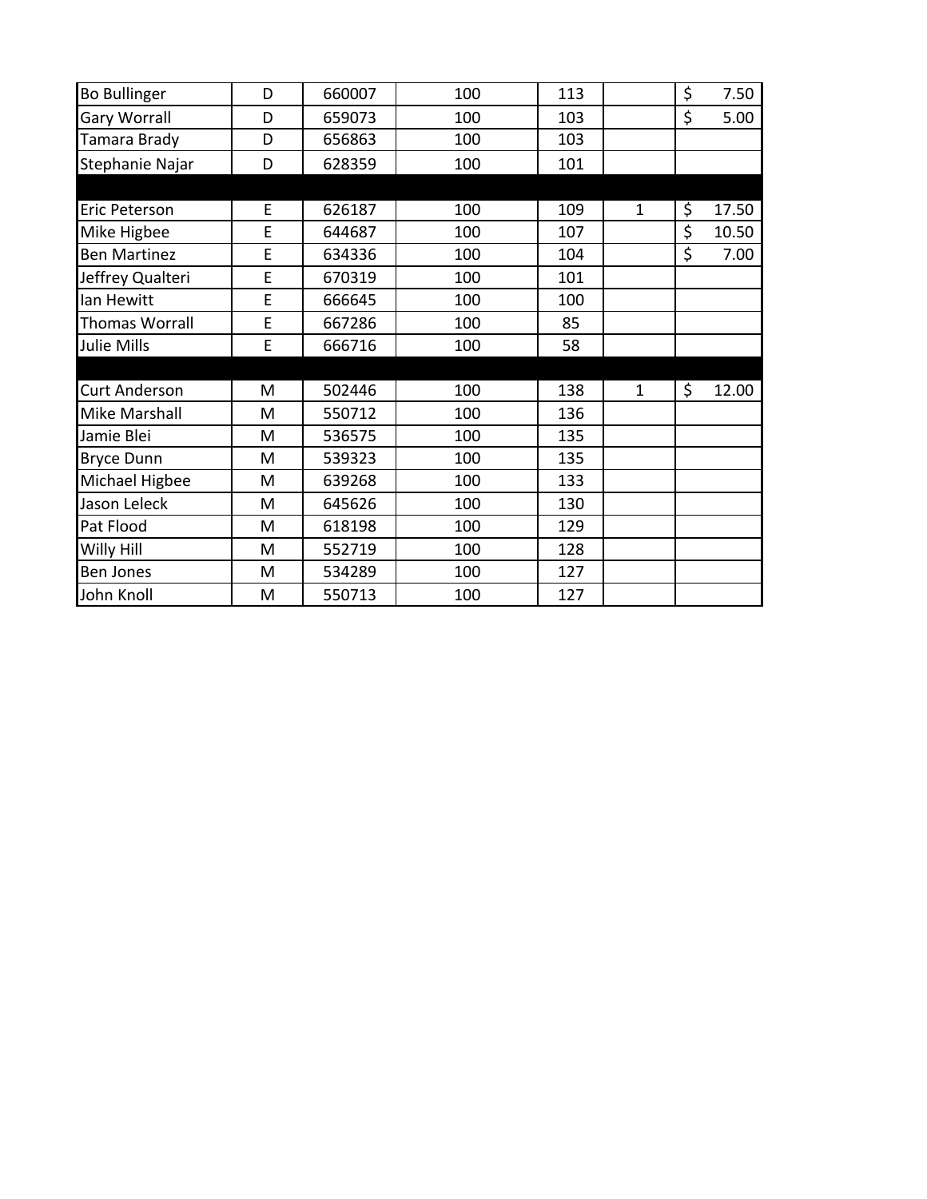| | | | | | | |
|---|---|---|---|---|---|---|
| Bo Bullinger | D | 660007 | 100 | 113 | | $ 7.50 |
| Gary Worrall | D | 659073 | 100 | 103 | | $ 5.00 |
| Tamara Brady | D | 656863 | 100 | 103 | | |
| Stephanie Najar | D | 628359 | 100 | 101 | | |
| | | | | | | |
| Eric Peterson | E | 626187 | 100 | 109 | 1 | $ 17.50 |
| Mike Higbee | E | 644687 | 100 | 107 | | $ 10.50 |
| Ben Martinez | E | 634336 | 100 | 104 | | $ 7.00 |
| Jeffrey Qualteri | E | 670319 | 100 | 101 | | |
| Ian Hewitt | E | 666645 | 100 | 100 | | |
| Thomas Worrall | E | 667286 | 100 | 85 | | |
| Julie Mills | E | 666716 | 100 | 58 | | |
| | | | | | | |
| Curt Anderson | M | 502446 | 100 | 138 | 1 | $ 12.00 |
| Mike Marshall | M | 550712 | 100 | 136 | | |
| Jamie Blei | M | 536575 | 100 | 135 | | |
| Bryce Dunn | M | 539323 | 100 | 135 | | |
| Michael Higbee | M | 639268 | 100 | 133 | | |
| Jason Leleck | M | 645626 | 100 | 130 | | |
| Pat Flood | M | 618198 | 100 | 129 | | |
| Willy Hill | M | 552719 | 100 | 128 | | |
| Ben Jones | M | 534289 | 100 | 127 | | |
| John Knoll | M | 550713 | 100 | 127 | | |